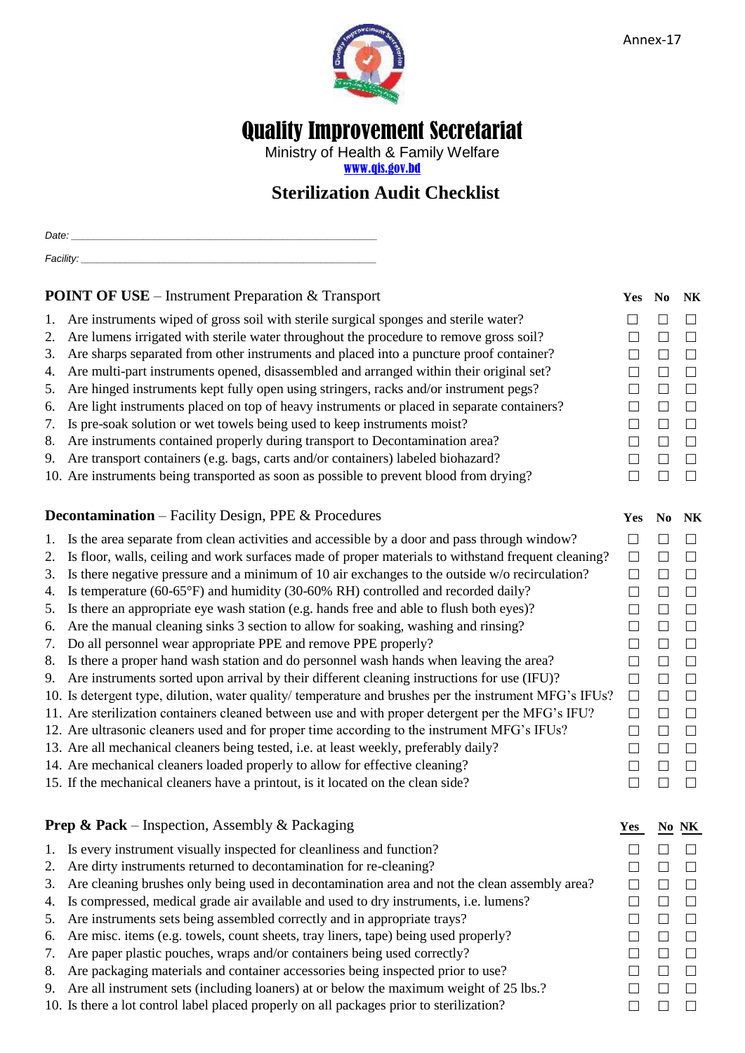Annex-17

# Quality Improvement Secretariat

Ministry of Health & Family Welfare

www.qis.gov.bd

## Sterilization Audit Checklist

*Date:* ______________________________________________

*Facility:* ____________________________________________

| **POINT OF USE** – Instrument Preparation & Transport | **Yes** | **No** | **NK** |
|---|---|---|---|
| 1. Are instruments wiped of gross soil with sterile surgical sponges and sterile water? | ☐ | ☐ | ☐ |
| 2. Are lumens irrigated with sterile water throughout the procedure to remove gross soil? | ☐ | ☐ | ☐ |
| 3. Are sharps separated from other instruments and placed into a puncture proof container? | ☐ | ☐ | ☐ |
| 4. Are multi-part instruments opened, disassembled and arranged within their original set? | ☐ | ☐ | ☐ |
| 5. Are hinged instruments kept fully open using stringers, racks and/or instrument pegs? | ☐ | ☐ | ☐ |
| 6. Are light instruments placed on top of heavy instruments or placed in separate containers? | ☐ | ☐ | ☐ |
| 7. Is pre-soak solution or wet towels being used to keep instruments moist? | ☐ | ☐ | ☐ |
| 8. Are instruments contained properly during transport to Decontamination area? | ☐ | ☐ | ☐ |
| 9. Are transport containers (e.g. bags, carts and/or containers) labeled biohazard? | ☐ | ☐ | ☐ |
| 10. Are instruments being transported as soon as possible to prevent blood from drying? | ☐ | ☐ | ☐ |

| **Decontamination** – Facility Design, PPE & Procedures | **Yes** | **No** | **NK** |
|---|---|---|---|
| 1. Is the area separate from clean activities and accessible by a door and pass through window? | ☐ | ☐ | ☐ |
| 2. Is floor, walls, ceiling and work surfaces made of proper materials to withstand frequent cleaning? | ☐ | ☐ | ☐ |
| 3. Is there negative pressure and a minimum of 10 air exchanges to the outside w/o recirculation? | ☐ | ☐ | ☐ |
| 4. Is temperature (60-65°F) and humidity (30-60% RH) controlled and recorded daily? | ☐ | ☐ | ☐ |
| 5. Is there an appropriate eye wash station (e.g. hands free and able to flush both eyes)? | ☐ | ☐ | ☐ |
| 6. Are the manual cleaning sinks 3 section to allow for soaking, washing and rinsing? | ☐ | ☐ | ☐ |
| 7. Do all personnel wear appropriate PPE and remove PPE properly? | ☐ | ☐ | ☐ |
| 8. Is there a proper hand wash station and do personnel wash hands when leaving the area? | ☐ | ☐ | ☐ |
| 9. Are instruments sorted upon arrival by their different cleaning instructions for use (IFU)? | ☐ | ☐ | ☐ |
| 10. Is detergent type, dilution, water quality/ temperature and brushes per the instrument MFG's IFUs? | ☐ | ☐ | ☐ |
| 11. Are sterilization containers cleaned between use and with proper detergent per the MFG's IFU? | ☐ | ☐ | ☐ |
| 12. Are ultrasonic cleaners used and for proper time according to the instrument MFG's IFUs? | ☐ | ☐ | ☐ |
| 13. Are all mechanical cleaners being tested, i.e. at least weekly, preferably daily? | ☐ | ☐ | ☐ |
| 14. Are mechanical cleaners loaded properly to allow for effective cleaning? | ☐ | ☐ | ☐ |
| 15. If the mechanical cleaners have a printout, is it located on the clean side? | ☐ | ☐ | ☐ |

| **Prep & Pack** – Inspection, Assembly & Packaging | **Yes** | **No** | **NK** |
|---|---|---|---|
| 1. Is every instrument visually inspected for cleanliness and function? | ☐ | ☐ | ☐ |
| 2. Are dirty instruments returned to decontamination for re-cleaning? | ☐ | ☐ | ☐ |
| 3. Are cleaning brushes only being used in decontamination area and not the clean assembly area? | ☐ | ☐ | ☐ |
| 4. Is compressed, medical grade air available and used to dry instruments, i.e. lumens? | ☐ | ☐ | ☐ |
| 5. Are instruments sets being assembled correctly and in appropriate trays? | ☐ | ☐ | ☐ |
| 6. Are misc. items (e.g. towels, count sheets, tray liners, tape) being used properly? | ☐ | ☐ | ☐ |
| 7. Are paper plastic pouches, wraps and/or containers being used correctly? | ☐ | ☐ | ☐ |
| 8. Are packaging materials and container accessories being inspected prior to use? | ☐ | ☐ | ☐ |
| 9. Are all instrument sets (including loaners) at or below the maximum weight of 25 lbs.? | ☐ | ☐ | ☐ |
| 10. Is there a lot control label placed properly on all packages prior to sterilization? | ☐ | ☐ | ☐ |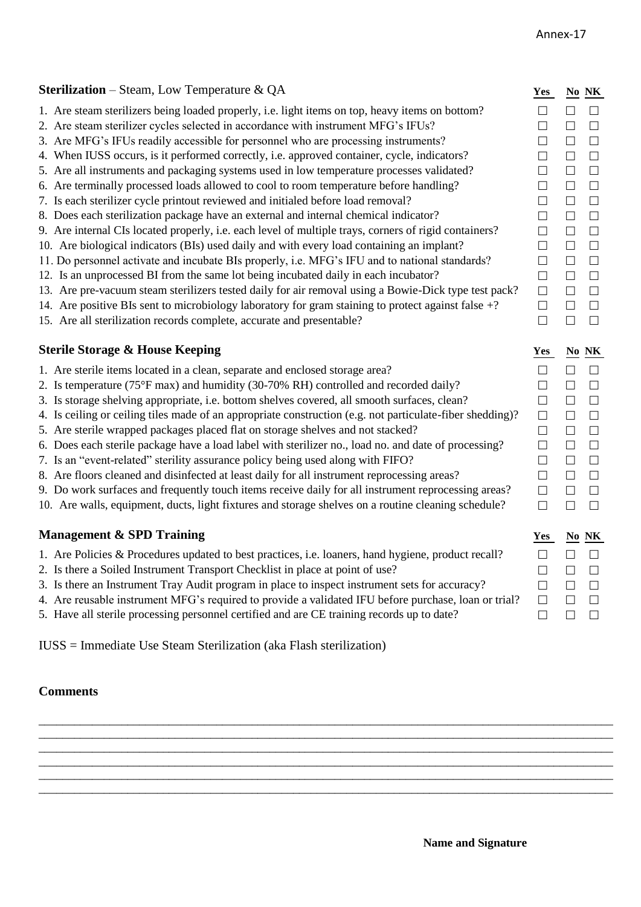Annex-17

| **Sterilization** – Steam, Low Temperature & QA | Yes | No | NK |
|---|---|---|---|
| 1. Are steam sterilizers being loaded properly, i.e. light items on top, heavy items on bottom? | ☐ | ☐ | ☐ |
| 2. Are steam sterilizer cycles selected in accordance with instrument MFG's IFUs? | ☐ | ☐ | ☐ |
| 3. Are MFG's IFUs readily accessible for personnel who are processing instruments? | ☐ | ☐ | ☐ |
| 4. When IUSS occurs, is it performed correctly, i.e. approved container, cycle, indicators? | ☐ | ☐ | ☐ |
| 5. Are all instruments and packaging systems used in low temperature processes validated? | ☐ | ☐ | ☐ |
| 6. Are terminally processed loads allowed to cool to room temperature before handling? | ☐ | ☐ | ☐ |
| 7. Is each sterilizer cycle printout reviewed and initialed before load removal? | ☐ | ☐ | ☐ |
| 8. Does each sterilization package have an external and internal chemical indicator? | ☐ | ☐ | ☐ |
| 9. Are internal CIs located properly, i.e. each level of multiple trays, corners of rigid containers? | ☐ | ☐ | ☐ |
| 10. Are biological indicators (BIs) used daily and with every load containing an implant? | ☐ | ☐ | ☐ |
| 11. Do personnel activate and incubate BIs properly, i.e. MFG's IFU and to national standards? | ☐ | ☐ | ☐ |
| 12. Is an unprocessed BI from the same lot being incubated daily in each incubator? | ☐ | ☐ | ☐ |
| 13. Are pre-vacuum steam sterilizers tested daily for air removal using a Bowie-Dick type test pack? | ☐ | ☐ | ☐ |
| 14. Are positive BIs sent to microbiology laboratory for gram staining to protect against false +? | ☐ | ☐ | ☐ |
| 15. Are all sterilization records complete, accurate and presentable? | ☐ | ☐ | ☐ |

| **Sterile Storage & House Keeping** | Yes | No | NK |
|---|---|---|---|
| 1. Are sterile items located in a clean, separate and enclosed storage area? | ☐ | ☐ | ☐ |
| 2. Is temperature (75°F max) and humidity (30-70% RH) controlled and recorded daily? | ☐ | ☐ | ☐ |
| 3. Is storage shelving appropriate, i.e. bottom shelves covered, all smooth surfaces, clean? | ☐ | ☐ | ☐ |
| 4. Is ceiling or ceiling tiles made of an appropriate construction (e.g. not particulate-fiber shedding)? | ☐ | ☐ | ☐ |
| 5. Are sterile wrapped packages placed flat on storage shelves and not stacked? | ☐ | ☐ | ☐ |
| 6. Does each sterile package have a load label with sterilizer no., load no. and date of processing? | ☐ | ☐ | ☐ |
| 7. Is an "event-related" sterility assurance policy being used along with FIFO? | ☐ | ☐ | ☐ |
| 8. Are floors cleaned and disinfected at least daily for all instrument reprocessing areas? | ☐ | ☐ | ☐ |
| 9. Do work surfaces and frequently touch items receive daily for all instrument reprocessing areas? | ☐ | ☐ | ☐ |
| 10. Are walls, equipment, ducts, light fixtures and storage shelves on a routine cleaning schedule? | ☐ | ☐ | ☐ |

| **Management & SPD Training** | Yes | No | NK |
|---|---|---|---|
| 1. Are Policies & Procedures updated to best practices, i.e. loaners, hand hygiene, product recall? | ☐ | ☐ | ☐ |
| 2. Is there a Soiled Instrument Transport Checklist in place at point of use? | ☐ | ☐ | ☐ |
| 3. Is there an Instrument Tray Audit program in place to inspect instrument sets for accuracy? | ☐ | ☐ | ☐ |
| 4. Are reusable instrument MFG's required to provide a validated IFU before purchase, loan or trial? | ☐ | ☐ | ☐ |
| 5. Have all sterile processing personnel certified and are CE training records up to date? | ☐ | ☐ | ☐ |

IUSS = Immediate Use Steam Sterilization (aka Flash sterilization)

**Comments**

______________________________________________________________________________________
______________________________________________________________________________________
______________________________________________________________________________________
______________________________________________________________________________________
______________________________________________________________________________________
______________________________________________________________________________________

**Name and Signature**